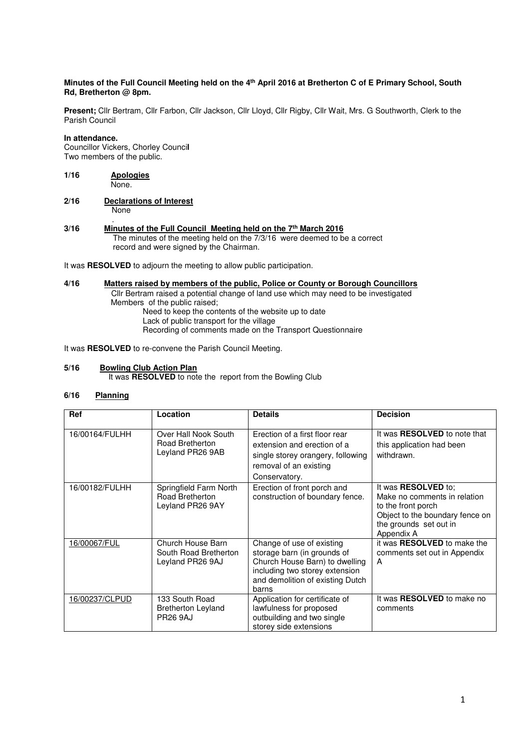**Minutes of the Full Council Meeting held on the 4th April 2016 at Bretherton C of E Primary School, South Rd, Bretherton @ 8pm.**

**Present;** Cllr Bertram, Cllr Farbon, Cllr Jackson, Cllr Lloyd, Cllr Rigby, Cllr Wait, Mrs. G Southworth, Clerk to the Parish Council

**In attendance.**
Councillor Vickers, Chorley Council
Two members of the public.

**1/16 Apologies**
None.

**2/16 Declarations of Interest**
None
.

**3/16 Minutes of the Full Council Meeting held on the 7th March 2016**
The minutes of the meeting held on the 7/3/16 were deemed to be a correct record and were signed by the Chairman.

It was **RESOLVED** to adjourn the meeting to allow public participation.

**4/16 Matters raised by members of the public, Police or County or Borough Councillors**
Cllr Bertram raised a potential change of land use which may need to be investigated
Members of the public raised;
- Need to keep the contents of the website up to date
- Lack of public transport for the village
- Recording of comments made on the Transport Questionnaire

It was **RESOLVED** to re-convene the Parish Council Meeting.

**5/16 Bowling Club Action Plan**
It was **RESOLVED** to note the report from the Bowling Club

**6/16 Planning**

| Ref | Location | Details | Decision |
|---|---|---|---|
| 16/00164/FULHH | Over Hall Nook South Road Bretherton Leyland PR26 9AB | Erection of a first floor rear extension and erection of a single storey orangery, following removal of an existing Conservatory. | It was **RESOLVED** to note that this application had been withdrawn. |
| 16/00182/FULHH | Springfield Farm North Road Bretherton Leyland PR26 9AY | Erection of front porch and construction of boundary fence. | It was **RESOLVED** to; Make no comments in relation to the front porch Object to the boundary fence on the grounds set out in Appendix A |
| 16/00067/FUL | Church House Barn South Road Bretherton Leyland PR26 9AJ | Change of use of existing storage barn (in grounds of Church House Barn) to dwelling including two storey extension and demolition of existing Dutch barns | it was **RESOLVED** to make the comments set out in Appendix A |
| 16/00237/CLPUD | 133 South Road Bretherton Leyland PR26 9AJ | Application for certificate of lawfulness for proposed outbuilding and two single storey side extensions | It was **RESOLVED** to make no comments |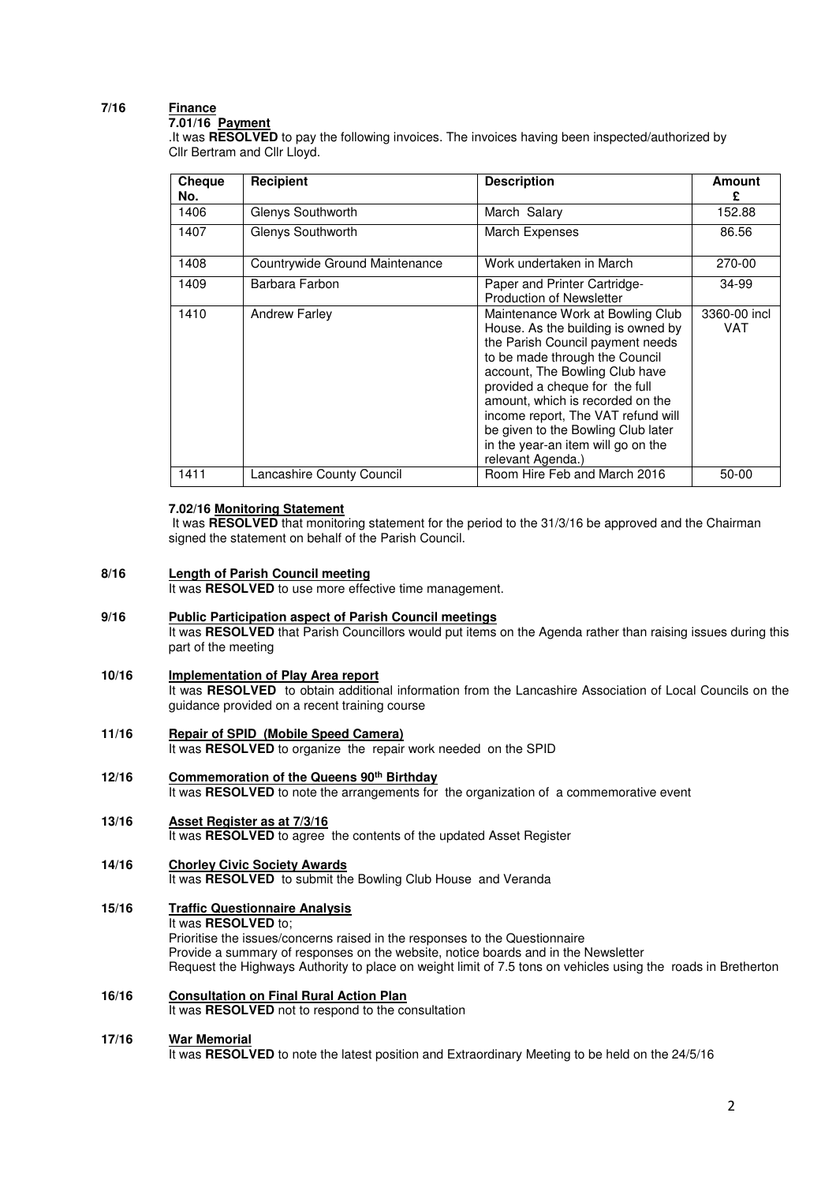**7/16 Finance**

**7.01/16 Payment**

.It was **RESOLVED** to pay the following invoices. The invoices having been inspected/authorized by Cllr Bertram and Cllr Lloyd.

| Cheque No. | Recipient | Description | Amount £ |
|---|---|---|---|
| 1406 | Glenys Southworth | March Salary | 152.88 |
| 1407 | Glenys Southworth | March Expenses | 86.56 |
| 1408 | Countrywide Ground Maintenance | Work undertaken in March | 270-00 |
| 1409 | Barbara Farbon | Paper and Printer Cartridge- Production of Newsletter | 34-99 |
| 1410 | Andrew Farley | Maintenance Work at Bowling Club House. As the building is owned by the Parish Council payment needs to be made through the Council account, The Bowling Club have provided a cheque for the full amount, which is recorded on the income report, The VAT refund will be given to the Bowling Club later in the year-an item will go on the relevant Agenda.) | 3360-00 incl VAT |
| 1411 | Lancashire County Council | Room Hire Feb and March 2016 | 50-00 |

**7.02/16 Monitoring Statement**

It was **RESOLVED** that monitoring statement for the period to the 31/3/16 be approved and the Chairman signed the statement on behalf of the Parish Council.

**8/16 Length of Parish Council meeting**

It was **RESOLVED** to use more effective time management.

**9/16 Public Participation aspect of Parish Council meetings**

It was **RESOLVED** that Parish Councillors would put items on the Agenda rather than raising issues during this part of the meeting

**10/16 Implementation of Play Area report**

It was **RESOLVED** to obtain additional information from the Lancashire Association of Local Councils on the guidance provided on a recent training course

**11/16 Repair of SPID (Mobile Speed Camera)**

It was **RESOLVED** to organize the repair work needed on the SPID

**12/16 Commemoration of the Queens 90th Birthday**

It was **RESOLVED** to note the arrangements for the organization of a commemorative event

**13/16 Asset Register as at 7/3/16**

It was **RESOLVED** to agree the contents of the updated Asset Register

**14/16 Chorley Civic Society Awards**

It was **RESOLVED** to submit the Bowling Club House and Veranda

**15/16 Traffic Questionnaire Analysis**

It was **RESOLVED** to;

Prioritise the issues/concerns raised in the responses to the Questionnaire

Provide a summary of responses on the website, notice boards and in the Newsletter

Request the Highways Authority to place on weight limit of 7.5 tons on vehicles using the roads in Bretherton

**16/16 Consultation on Final Rural Action Plan**

It was **RESOLVED** not to respond to the consultation

**17/16 War Memorial**

It was **RESOLVED** to note the latest position and Extraordinary Meeting to be held on the 24/5/16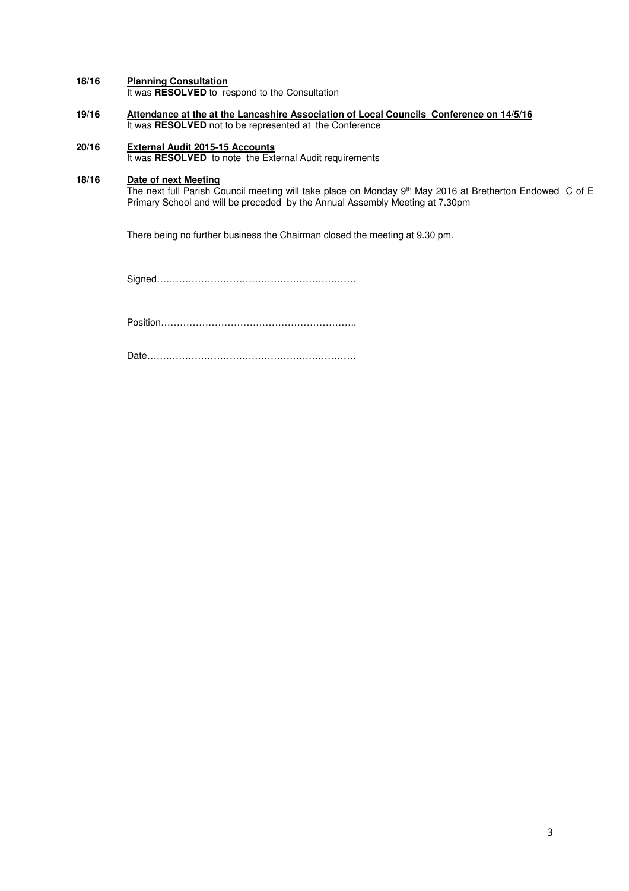**18/16** **<u>Planning Consultation</u>**
It was **RESOLVED** to respond to the Consultation

**19/16** **<u>Attendance at the at the Lancashire Association of Local Councils Conference on 14/5/16</u>**
It was **RESOLVED** not to be represented at the Conference

**20/16** **<u>External Audit 2015-15 Accounts</u>**
It was **RESOLVED** to note the External Audit requirements

**18/16** **<u>Date of next Meeting</u>**
The next full Parish Council meeting will take place on Monday 9th May 2016 at Bretherton Endowed C of E Primary School and will be preceded by the Annual Assembly Meeting at 7.30pm

There being no further business the Chairman closed the meeting at 9.30 pm.

Signed………………………………………………………

Position……………………………………………………..

Date…………………………………………………………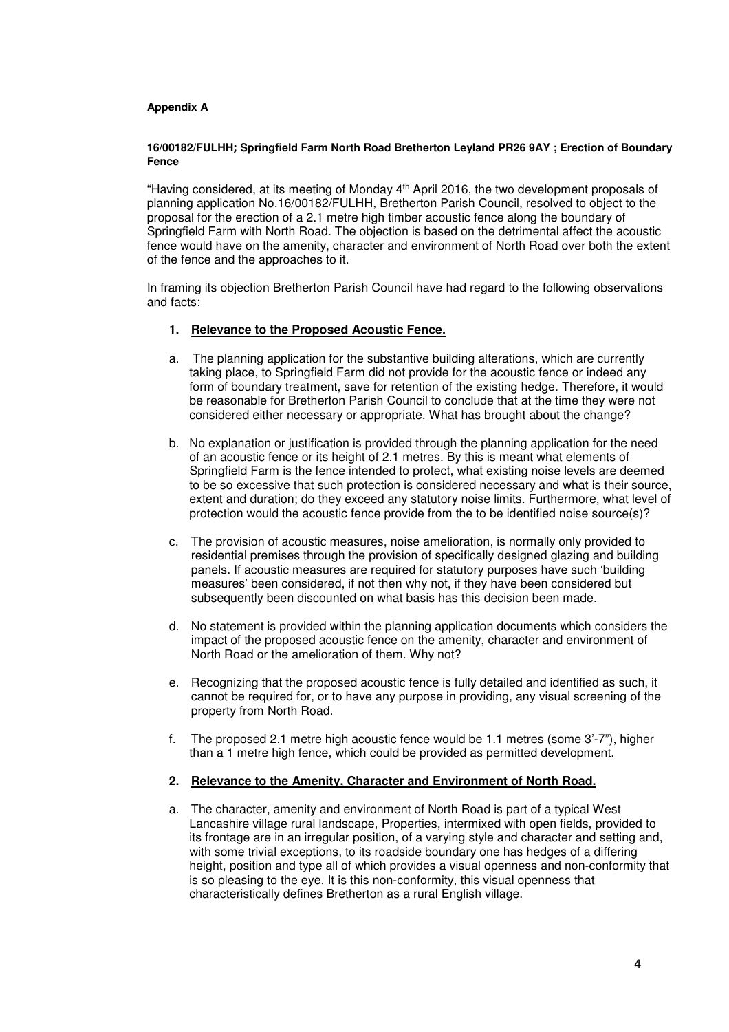**Appendix A**

**16/00182/FULHH; Springfield Farm North Road Bretherton Leyland PR26 9AY ; Erection of Boundary Fence**

"Having considered, at its meeting of Monday 4th April 2016, the two development proposals of planning application No.16/00182/FULHH, Bretherton Parish Council, resolved to object to the proposal for the erection of a 2.1 metre high timber acoustic fence along the boundary of Springfield Farm with North Road. The objection is based on the detrimental affect the acoustic fence would have on the amenity, character and environment of North Road over both the extent of the fence and the approaches to it.

In framing its objection Bretherton Parish Council have had regard to the following observations and facts:

1. **Relevance to the Proposed Acoustic Fence.**

a. The planning application for the substantive building alterations, which are currently taking place, to Springfield Farm did not provide for the acoustic fence or indeed any form of boundary treatment, save for retention of the existing hedge. Therefore, it would be reasonable for Bretherton Parish Council to conclude that at the time they were not considered either necessary or appropriate. What has brought about the change?

b. No explanation or justification is provided through the planning application for the need of an acoustic fence or its height of 2.1 metres. By this is meant what elements of Springfield Farm is the fence intended to protect, what existing noise levels are deemed to be so excessive that such protection is considered necessary and what is their source, extent and duration; do they exceed any statutory noise limits. Furthermore, what level of protection would the acoustic fence provide from the to be identified noise source(s)?

c. The provision of acoustic measures, noise amelioration, is normally only provided to residential premises through the provision of specifically designed glazing and building panels. If acoustic measures are required for statutory purposes have such 'building measures' been considered, if not then why not, if they have been considered but subsequently been discounted on what basis has this decision been made.

d. No statement is provided within the planning application documents which considers the impact of the proposed acoustic fence on the amenity, character and environment of North Road or the amelioration of them. Why not?

e. Recognizing that the proposed acoustic fence is fully detailed and identified as such, it cannot be required for, or to have any purpose in providing, any visual screening of the property from North Road.

f. The proposed 2.1 metre high acoustic fence would be 1.1 metres (some 3'-7"), higher than a 1 metre high fence, which could be provided as permitted development.

2. **Relevance to the Amenity, Character and Environment of North Road.**

a. The character, amenity and environment of North Road is part of a typical West Lancashire village rural landscape, Properties, intermixed with open fields, provided to its frontage are in an irregular position, of a varying style and character and setting and, with some trivial exceptions, to its roadside boundary one has hedges of a differing height, position and type all of which provides a visual openness and non-conformity that is so pleasing to the eye. It is this non-conformity, this visual openness that characteristically defines Bretherton as a rural English village.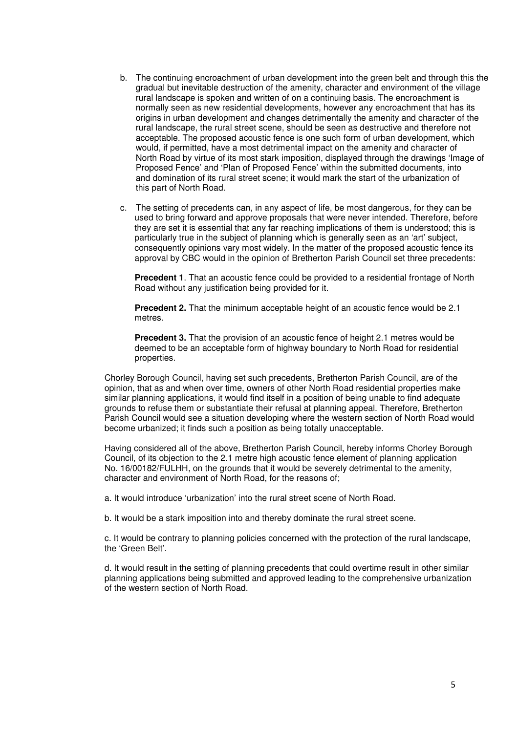b. The continuing encroachment of urban development into the green belt and through this the gradual but inevitable destruction of the amenity, character and environment of the village rural landscape is spoken and written of on a continuing basis. The encroachment is normally seen as new residential developments, however any encroachment that has its origins in urban development and changes detrimentally the amenity and character of the rural landscape, the rural street scene, should be seen as destructive and therefore not acceptable. The proposed acoustic fence is one such form of urban development, which would, if permitted, have a most detrimental impact on the amenity and character of North Road by virtue of its most stark imposition, displayed through the drawings 'Image of Proposed Fence' and 'Plan of Proposed Fence' within the submitted documents, into and domination of its rural street scene; it would mark the start of the urbanization of this part of North Road.

c. The setting of precedents can, in any aspect of life, be most dangerous, for they can be used to bring forward and approve proposals that were never intended. Therefore, before they are set it is essential that any far reaching implications of them is understood; this is particularly true in the subject of planning which is generally seen as an 'art' subject, consequently opinions vary most widely. In the matter of the proposed acoustic fence its approval by CBC would in the opinion of Bretherton Parish Council set three precedents:

   **Precedent 1**. That an acoustic fence could be provided to a residential frontage of North Road without any justification being provided for it.

   **Precedent 2.** That the minimum acceptable height of an acoustic fence would be 2.1 metres.

   **Precedent 3.** That the provision of an acoustic fence of height 2.1 metres would be deemed to be an acceptable form of highway boundary to North Road for residential properties.

Chorley Borough Council, having set such precedents, Bretherton Parish Council, are of the opinion, that as and when over time, owners of other North Road residential properties make similar planning applications, it would find itself in a position of being unable to find adequate grounds to refuse them or substantiate their refusal at planning appeal. Therefore, Bretherton Parish Council would see a situation developing where the western section of North Road would become urbanized; it finds such a position as being totally unacceptable.

Having considered all of the above, Bretherton Parish Council, hereby informs Chorley Borough Council, of its objection to the 2.1 metre high acoustic fence element of planning application No. 16/00182/FULHH, on the grounds that it would be severely detrimental to the amenity, character and environment of North Road, for the reasons of;

a. It would introduce 'urbanization' into the rural street scene of North Road.

b. It would be a stark imposition into and thereby dominate the rural street scene.

c. It would be contrary to planning policies concerned with the protection of the rural landscape, the 'Green Belt'.

d. It would result in the setting of planning precedents that could overtime result in other similar planning applications being submitted and approved leading to the comprehensive urbanization of the western section of North Road.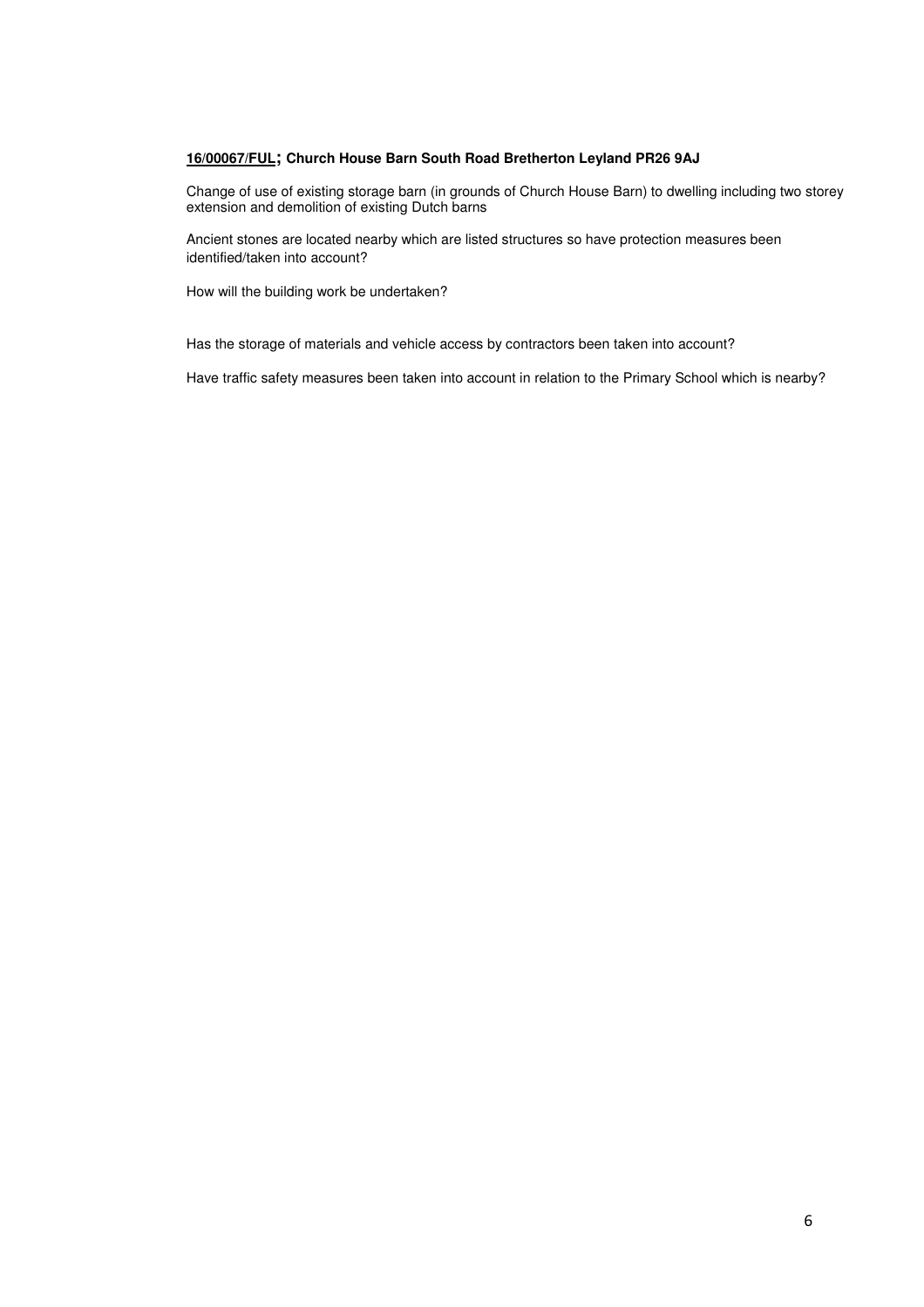**<u>16/00067/FUL</u>; Church House Barn South Road Bretherton Leyland PR26 9AJ**

Change of use of existing storage barn (in grounds of Church House Barn) to dwelling including two storey extension and demolition of existing Dutch barns

Ancient stones are located nearby which are listed structures so have protection measures been identified/taken into account?

How will the building work be undertaken?

Has the storage of materials and vehicle access by contractors been taken into account?

Have traffic safety measures been taken into account in relation to the Primary School which is nearby?